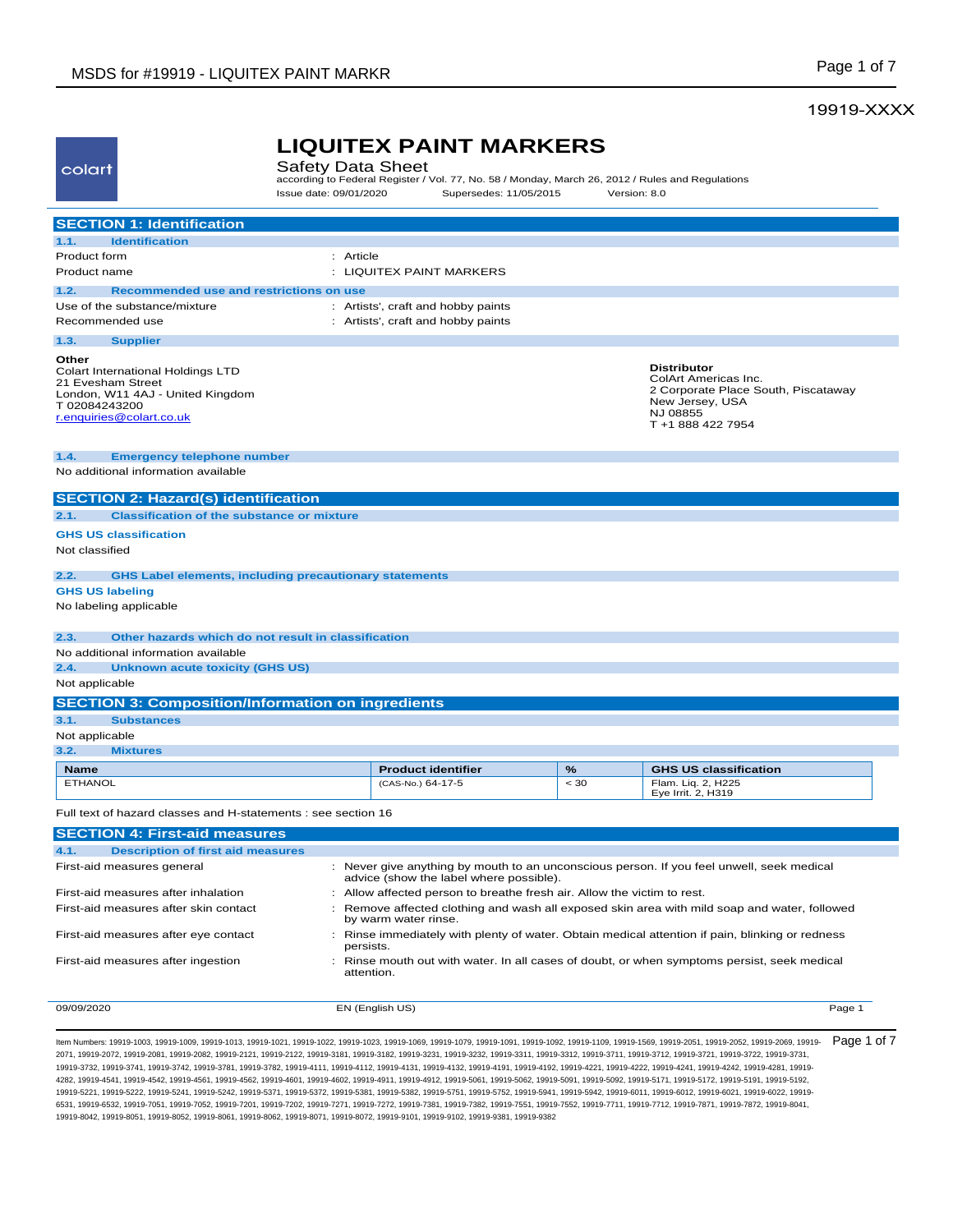19919-XXXX

colart

# LIQUITEX PAINT MARKERS

Safety Data Sheet

according to Federal Register / Vol. 77, No. 58 / Monday, March 26, 2012 / Rules and Regulations

Issue date: 09/01/2020 Supersedes: 11/05/2015 Version: 8.0

## SECTION 1: Identification

### 1.1. Identification

| | |
|---|---|
| Product form | : Article |
| Product name | : LIQUITEX PAINT MARKERS |

### 1.2. Recommended use and restrictions on use

| | |
|---|---|
| Use of the substance/mixture | : Artists', craft and hobby paints |
| Recommended use | : Artists', craft and hobby paints |

### 1.3. Supplier

**Other**
Colart International Holdings LTD
21 Evesham Street
London, W11 4AJ - United Kingdom
T 02084243200
r.enquiries@colart.co.uk

**Distributor**
ColArt Americas Inc.
2 Corporate Place South, Piscataway
New Jersey, USA
NJ 08855
T +1 888 422 7954

### 1.4. Emergency telephone number

No additional information available

## SECTION 2: Hazard(s) identification

### 2.1. Classification of the substance or mixture

**GHS US classification**

Not classified

### 2.2. GHS Label elements, including precautionary statements

**GHS US labeling**

No labeling applicable

### 2.3. Other hazards which do not result in classification

No additional information available

### 2.4. Unknown acute toxicity (GHS US)

Not applicable

## SECTION 3: Composition/Information on ingredients

### 3.1. Substances

Not applicable

### 3.2. Mixtures

| Name | Product identifier | % | GHS US classification |
|---|---|---|---|
| ETHANOL | (CAS-No.) 64-17-5 | < 30 | Flam. Liq. 2, H225<br>Eye Irrit. 2, H319 |

Full text of hazard classes and H-statements : see section 16

## SECTION 4: First-aid measures

### 4.1. Description of first aid measures

| | |
|---|---|
| First-aid measures general | : Never give anything by mouth to an unconscious person. If you feel unwell, seek medical advice (show the label where possible). |
| First-aid measures after inhalation | : Allow affected person to breathe fresh air. Allow the victim to rest. |
| First-aid measures after skin contact | : Remove affected clothing and wash all exposed skin area with mild soap and water, followed by warm water rinse. |
| First-aid measures after eye contact | : Rinse immediately with plenty of water. Obtain medical attention if pain, blinking or redness persists. |
| First-aid measures after ingestion | : Rinse mouth out with water. In all cases of doubt, or when symptoms persist, seek medical attention. |

Item Numbers: 19919-1003, 19919-1009, 19919-1013, 19919-1021, 19919-1022, 19919-1023, 19919-1069, 19919-1079, 19919-1091, 19919-1092, 19919-1109, 19919-1569, 19919-2051, 19919-2052, 19919-2069, 19919-2071, 19919-2072, 19919-2081, 19919-2082, 19919-2121, 19919-2122, 19919-3181, 19919-3182, 19919-3231, 19919-3232, 19919-3311, 19919-3312, 19919-3711, 19919-3712, 19919-3721, 19919-3722, 19919-3731, 19919-3732, 19919-3741, 19919-3742, 19919-3781, 19919-3782, 19919-4111, 19919-4112, 19919-4131, 19919-4132, 19919-4191, 19919-4192, 19919-4221, 19919-4222, 19919-4241, 19919-4242, 19919-4281, 19919-4282, 19919-4541, 19919-4542, 19919-4561, 19919-4562, 19919-4601, 19919-4602, 19919-4911, 19919-4912, 19919-5061, 19919-5062, 19919-5091, 19919-5092, 19919-5171, 19919-5172, 19919-5191, 19919-5192, 19919-5221, 19919-5222, 19919-5241, 19919-5242, 19919-5371, 19919-5372, 19919-5381, 19919-5382, 19919-5751, 19919-5752, 19919-5941, 19919-5942, 19919-6011, 19919-6012, 19919-6021, 19919-6022, 19919-6531, 19919-6532, 19919-7051, 19919-7052, 19919-7201, 19919-7202, 19919-7271, 19919-7272, 19919-7381, 19919-7382, 19919-7551, 19919-7552, 19919-7711, 19919-7712, 19919-7871, 19919-7872, 19919-8041, 19919-8042, 19919-8051, 19919-8052, 19919-8061, 19919-8062, 19919-8071, 19919-8072, 19919-9101, 19919-9102, 19919-9381, 19919-9382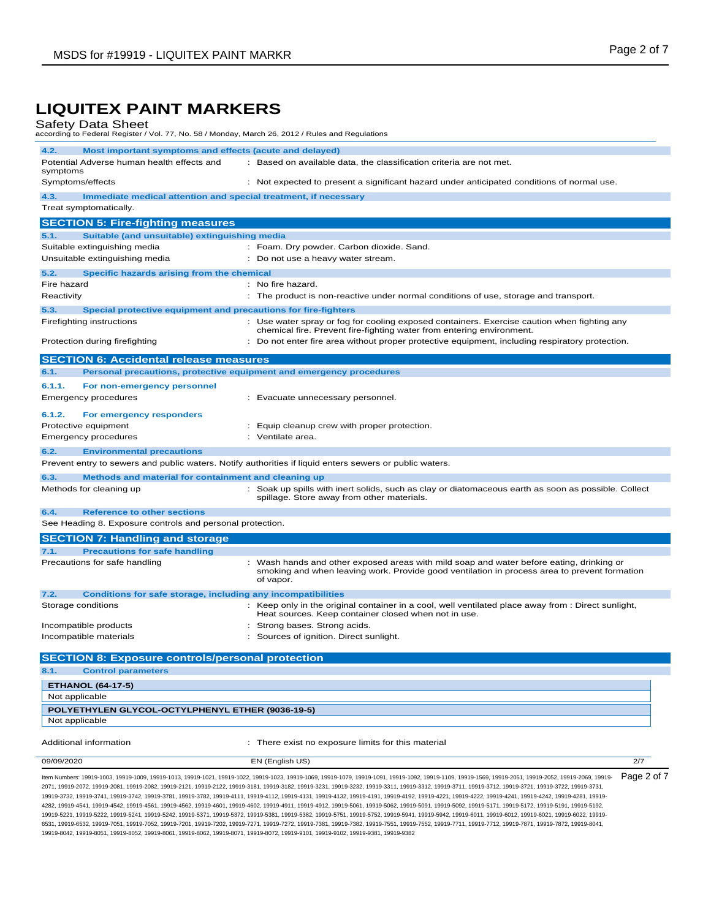# LIQUITEX PAINT MARKERS

Safety Data Sheet

according to Federal Register / Vol. 77, No. 58 / Monday, March 26, 2012 / Rules and Regulations

### 4.2. Most important symptoms and effects (acute and delayed)

Potential Adverse human health effects and symptoms : Based on available data, the classification criteria are not met.

Symptoms/effects : Not expected to present a significant hazard under anticipated conditions of normal use.

### 4.3. Immediate medical attention and special treatment, if necessary

Treat symptomatically.

## SECTION 5: Fire-fighting measures

### 5.1. Suitable (and unsuitable) extinguishing media

Suitable extinguishing media : Foam. Dry powder. Carbon dioxide. Sand.

Unsuitable extinguishing media : Do not use a heavy water stream.

### 5.2. Specific hazards arising from the chemical

Fire hazard : No fire hazard.

Reactivity : The product is non-reactive under normal conditions of use, storage and transport.

### 5.3. Special protective equipment and precautions for fire-fighters

Firefighting instructions : Use water spray or fog for cooling exposed containers. Exercise caution when fighting any chemical fire. Prevent fire-fighting water from entering environment.

Protection during firefighting : Do not enter fire area without proper protective equipment, including respiratory protection.

## SECTION 6: Accidental release measures

### 6.1. Personal precautions, protective equipment and emergency procedures

#### 6.1.1. For non-emergency personnel

Emergency procedures : Evacuate unnecessary personnel.

#### 6.1.2. For emergency responders

Protective equipment : Equip cleanup crew with proper protection.

Emergency procedures : Ventilate area.

### 6.2. Environmental precautions

Prevent entry to sewers and public waters. Notify authorities if liquid enters sewers or public waters.

### 6.3. Methods and material for containment and cleaning up

Methods for cleaning up : Soak up spills with inert solids, such as clay or diatomaceous earth as soon as possible. Collect spillage. Store away from other materials.

### 6.4. Reference to other sections

See Heading 8. Exposure controls and personal protection.

## SECTION 7: Handling and storage

### 7.1. Precautions for safe handling

Precautions for safe handling : Wash hands and other exposed areas with mild soap and water before eating, drinking or smoking and when leaving work. Provide good ventilation in process area to prevent formation of vapor.

### 7.2. Conditions for safe storage, including any incompatibilities

Storage conditions : Keep only in the original container in a cool, well ventilated place away from : Direct sunlight, Heat sources. Keep container closed when not in use.

Incompatible products : Strong bases. Strong acids.

Incompatible materials : Sources of ignition. Direct sunlight.

## SECTION 8: Exposure controls/personal protection

### 8.1. Control parameters

| ETHANOL (64-17-5) |
|---|
| Not applicable |

| POLYETHYLEN GLYCOL-OCTYLPHENYL ETHER (9036-19-5) |
|---|
| Not applicable |

Additional information : There exist no exposure limits for this material

09/09/2020 EN (English US)

Item Numbers: 19919-1003, 19919-1009, 19919-1013, 19919-1021, 19919-1022, 19919-1023, 19919-1069, 19919-1079, 19919-1091, 19919-1092, 19919-1109, 19919-1569, 19919-2051, 19919-2052, 19919-2069, 19919-2071, 19919-2072, 19919-2081, 19919-2082, 19919-2121, 19919-2122, 19919-3181, 19919-3182, 19919-3231, 19919-3232, 19919-3311, 19919-3312, 19919-3711, 19919-3712, 19919-3721, 19919-3722, 19919-3731, 19919-3732, 19919-3741, 19919-3742, 19919-3781, 19919-3782, 19919-4111, 19919-4112, 19919-4131, 19919-4132, 19919-4191, 19919-4192, 19919-4221, 19919-4222, 19919-4241, 19919-4242, 19919-4281, 19919-4282, 19919-4541, 19919-4542, 19919-4561, 19919-4562, 19919-4601, 19919-4602, 19919-4911, 19919-4912, 19919-5061, 19919-5062, 19919-5091, 19919-5092, 19919-5171, 19919-5172, 19919-5191, 19919-5192, 19919-5221, 19919-5222, 19919-5241, 19919-5242, 19919-5371, 19919-5372, 19919-5381, 19919-5382, 19919-5751, 19919-5752, 19919-5941, 19919-5942, 19919-6011, 19919-6012, 19919-6021, 19919-6022, 19919-6531, 19919-6532, 19919-7051, 19919-7052, 19919-7201, 19919-7202, 19919-7271, 19919-7272, 19919-7381, 19919-7382, 19919-7551, 19919-7552, 19919-7711, 19919-7712, 19919-7871, 19919-7872, 19919-8041, 19919-8042, 19919-8051, 19919-8052, 19919-8061, 19919-8062, 19919-8071, 19919-8072, 19919-9101, 19919-9102, 19919-9381, 19919-9382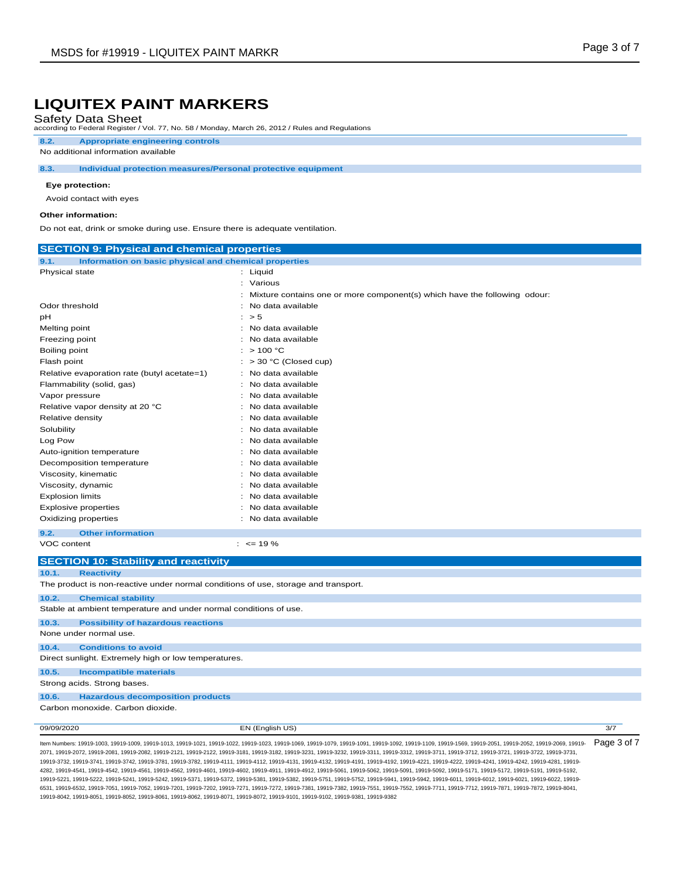# LIQUITEX PAINT MARKERS

Safety Data Sheet
according to Federal Register / Vol. 77, No. 58 / Monday, March 26, 2012 / Rules and Regulations

### 8.2. Appropriate engineering controls

No additional information available

### 8.3. Individual protection measures/Personal protective equipment

**Eye protection:**

Avoid contact with eyes

**Other information:**

Do not eat, drink or smoke during use. Ensure there is adequate ventilation.

## SECTION 9: Physical and chemical properties

### 9.1. Information on basic physical and chemical properties

| Property | Value |
|---|---|
| Physical state | : Liquid |
| | : Various |
| | : Mixture contains one or more component(s) which have the following odour: |
| Odor threshold | : No data available |
| pH | : > 5 |
| Melting point | : No data available |
| Freezing point | : No data available |
| Boiling point | : > 100 °C |
| Flash point | : > 30 °C (Closed cup) |
| Relative evaporation rate (butyl acetate=1) | : No data available |
| Flammability (solid, gas) | : No data available |
| Vapor pressure | : No data available |
| Relative vapor density at 20 °C | : No data available |
| Relative density | : No data available |
| Solubility | : No data available |
| Log Pow | : No data available |
| Auto-ignition temperature | : No data available |
| Decomposition temperature | : No data available |
| Viscosity, kinematic | : No data available |
| Viscosity, dynamic | : No data available |
| Explosion limits | : No data available |
| Explosive properties | : No data available |
| Oxidizing properties | : No data available |

### 9.2. Other information

| Property | Value |
|---|---|
| VOC content | : <= 19 % |

## SECTION 10: Stability and reactivity

### 10.1. Reactivity

The product is non-reactive under normal conditions of use, storage and transport.

### 10.2. Chemical stability

Stable at ambient temperature and under normal conditions of use.

### 10.3. Possibility of hazardous reactions

None under normal use.

### 10.4. Conditions to avoid

Direct sunlight. Extremely high or low temperatures.

### 10.5. Incompatible materials

Strong acids. Strong bases.

### 10.6. Hazardous decomposition products

Carbon monoxide. Carbon dioxide.

09/09/2020 EN (English US)

Item Numbers: 19919-1003, 19919-1009, 19919-1013, 19919-1021, 19919-1022, 19919-1023, 19919-1069, 19919-1079, 19919-1091, 19919-1092, 19919-1109, 19919-1569, 19919-2051, 19919-2052, 19919-2069, 19919-2071, 19919-2072, 19919-2081, 19919-2082, 19919-2121, 19919-2122, 19919-3181, 19919-3182, 19919-3231, 19919-3232, 19919-3311, 19919-3312, 19919-3711, 19919-3712, 19919-3721, 19919-3722, 19919-3731, 19919-3732, 19919-3741, 19919-3742, 19919-3781, 19919-3782, 19919-4111, 19919-4112, 19919-4131, 19919-4132, 19919-4191, 19919-4192, 19919-4221, 19919-4222, 19919-4241, 19919-4242, 19919-4281, 19919-4282, 19919-4541, 19919-4542, 19919-4561, 19919-4562, 19919-4601, 19919-4602, 19919-4911, 19919-4912, 19919-5061, 19919-5062, 19919-5091, 19919-5092, 19919-5171, 19919-5172, 19919-5191, 19919-5192, 19919-5221, 19919-5222, 19919-5241, 19919-5242, 19919-5371, 19919-5372, 19919-5381, 19919-5382, 19919-5751, 19919-5752, 19919-5941, 19919-5942, 19919-6011, 19919-6012, 19919-6021, 19919-6022, 19919-6531, 19919-6532, 19919-7051, 19919-7052, 19919-7201, 19919-7202, 19919-7271, 19919-7272, 19919-7381, 19919-7382, 19919-7551, 19919-7552, 19919-7711, 19919-7712, 19919-7871, 19919-7872, 19919-8041, 19919-8042, 19919-8051, 19919-8052, 19919-8061, 19919-8062, 19919-8071, 19919-8072, 19919-9101, 19919-9102, 19919-9381, 19919-9382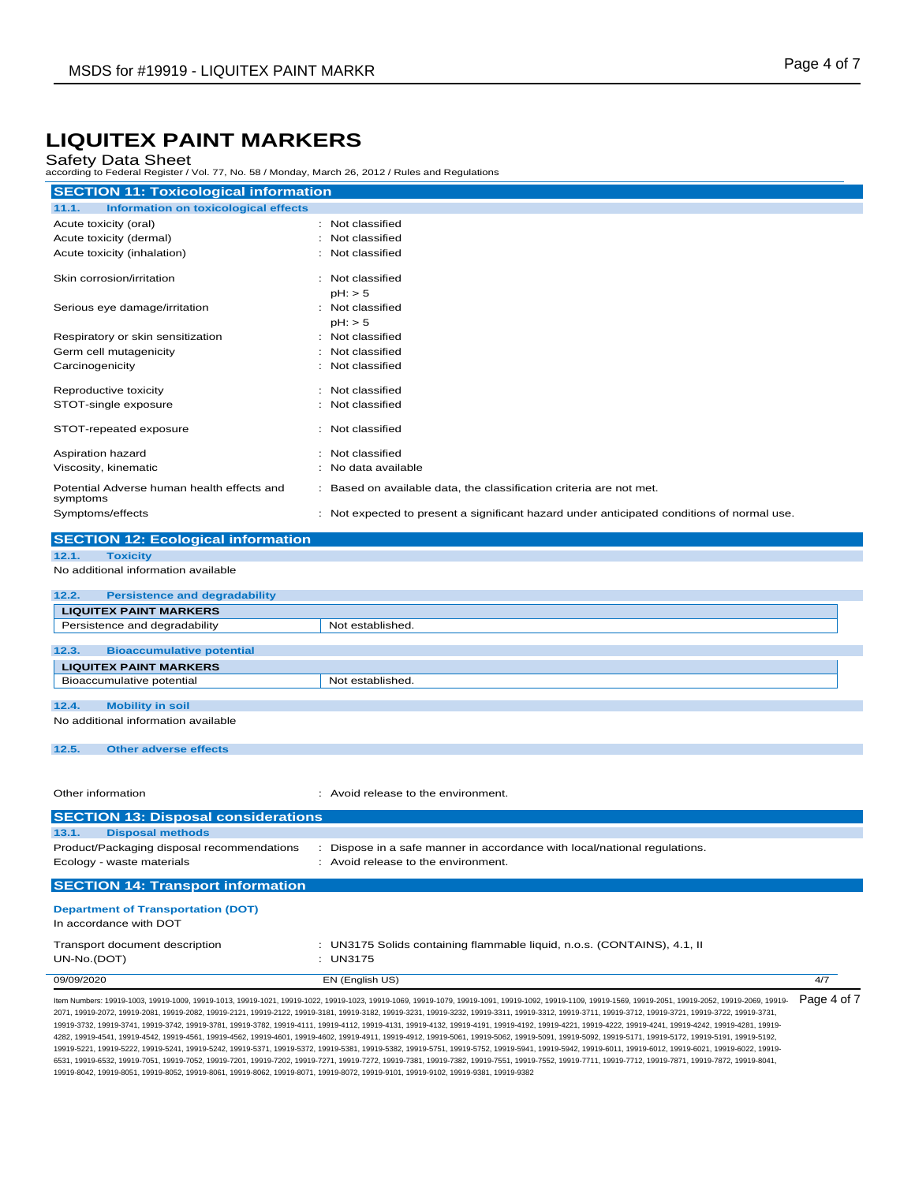# LIQUITEX PAINT MARKERS

Safety Data Sheet

according to Federal Register / Vol. 77, No. 58 / Monday, March 26, 2012 / Rules and Regulations

## SECTION 11: Toxicological information

### 11.1. Information on toxicological effects

| | |
|---|---|
| Acute toxicity (oral) | : Not classified |
| Acute toxicity (dermal) | : Not classified |
| Acute toxicity (inhalation) | : Not classified |
| Skin corrosion/irritation | : Not classified<br>pH: > 5 |
| Serious eye damage/irritation | : Not classified<br>pH: > 5 |
| Respiratory or skin sensitization | : Not classified |
| Germ cell mutagenicity | : Not classified |
| Carcinogenicity | : Not classified |
| Reproductive toxicity | : Not classified |
| STOT-single exposure | : Not classified |
| STOT-repeated exposure | : Not classified |
| Aspiration hazard | : Not classified |
| Viscosity, kinematic | : No data available |
| Potential Adverse human health effects and symptoms | : Based on available data, the classification criteria are not met. |
| Symptoms/effects | : Not expected to present a significant hazard under anticipated conditions of normal use. |

## SECTION 12: Ecological information

### 12.1. Toxicity

No additional information available

### 12.2. Persistence and degradability

| LIQUITEX PAINT MARKERS | |
|---|---|
| Persistence and degradability | Not established. |

### 12.3. Bioaccumulative potential

| LIQUITEX PAINT MARKERS | |
|---|---|
| Bioaccumulative potential | Not established. |

### 12.4. Mobility in soil

No additional information available

### 12.5. Other adverse effects

| | |
|---|---|
| Other information | : Avoid release to the environment. |

## SECTION 13: Disposal considerations

### 13.1. Disposal methods

| | |
|---|---|
| Product/Packaging disposal recommendations | : Dispose in a safe manner in accordance with local/national regulations. |
| Ecology - waste materials | : Avoid release to the environment. |

## SECTION 14: Transport information

**Department of Transportation (DOT)**

In accordance with DOT

| | |
|---|---|
| Transport document description | : UN3175 Solids containing flammable liquid, n.o.s. (CONTAINS), 4.1, II |
| UN-No.(DOT) | : UN3175 |

09/09/2020 EN (English US)

Item Numbers: 19919-1003, 19919-1009, 19919-1013, 19919-1021, 19919-1022, 19919-1023, 19919-1069, 19919-1079, 19919-1091, 19919-1092, 19919-1109, 19919-1569, 19919-2051, 19919-2052, 19919-2069, 19919-2071, 19919-2072, 19919-2081, 19919-2082, 19919-2121, 19919-2122, 19919-3181, 19919-3182, 19919-3231, 19919-3232, 19919-3311, 19919-3312, 19919-3711, 19919-3712, 19919-3721, 19919-3722, 19919-3731, 19919-3732, 19919-3741, 19919-3742, 19919-3781, 19919-3782, 19919-4111, 19919-4112, 19919-4131, 19919-4132, 19919-4191, 19919-4192, 19919-4221, 19919-4222, 19919-4241, 19919-4242, 19919-4281, 19919-4282, 19919-4541, 19919-4542, 19919-4561, 19919-4562, 19919-4601, 19919-4602, 19919-4911, 19919-4912, 19919-5061, 19919-5062, 19919-5091, 19919-5092, 19919-5171, 19919-5172, 19919-5191, 19919-5192, 19919-5221, 19919-5222, 19919-5241, 19919-5242, 19919-5371, 19919-5372, 19919-5381, 19919-5382, 19919-5751, 19919-5752, 19919-5941, 19919-5942, 19919-6011, 19919-6012, 19919-6021, 19919-6022, 19919-6531, 19919-6532, 19919-7051, 19919-7052, 19919-7201, 19919-7202, 19919-7271, 19919-7272, 19919-7381, 19919-7382, 19919-7551, 19919-7552, 19919-7711, 19919-7712, 19919-7871, 19919-7872, 19919-8041, 19919-8042, 19919-8051, 19919-8052, 19919-8061, 19919-8062, 19919-8071, 19919-8072, 19919-9101, 19919-9102, 19919-9381, 19919-9382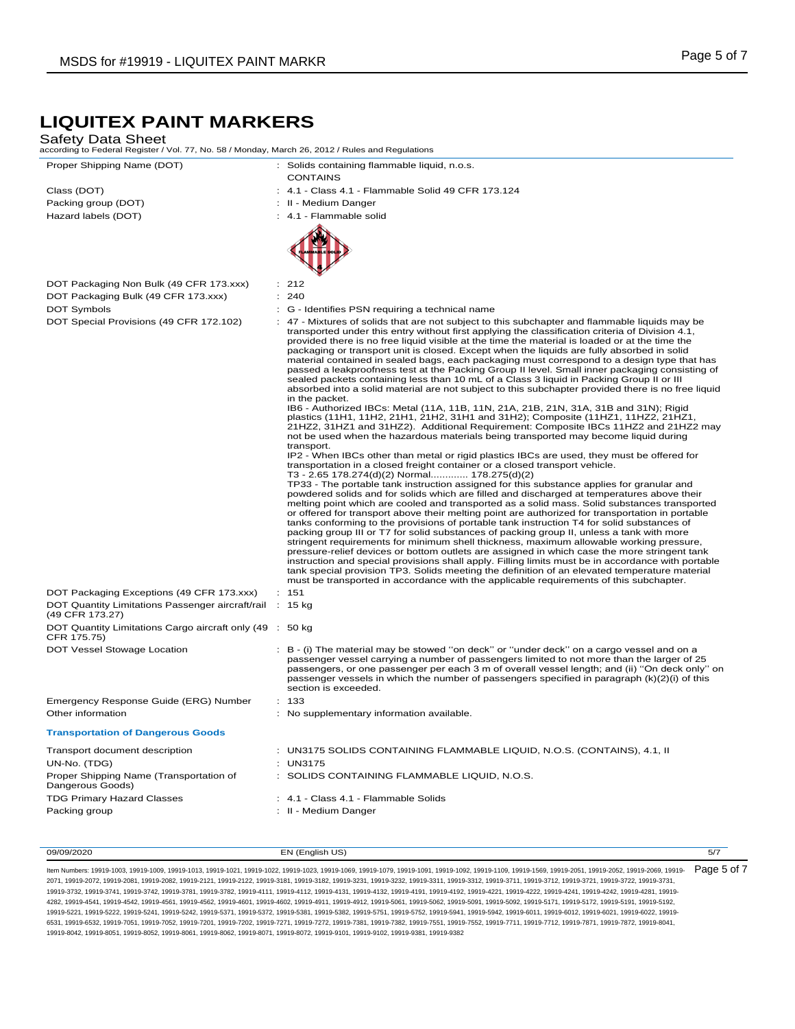# LIQUITEX PAINT MARKERS

Safety Data Sheet

according to Federal Register / Vol. 77, No. 58 / Monday, March 26, 2012 / Rules and Regulations

| | |
|---|---|
| Proper Shipping Name (DOT) | : Solids containing flammable liquid, n.o.s. CONTAINS |
| Class (DOT) | : 4.1 - Class 4.1 - Flammable Solid 49 CFR 173.124 |
| Packing group (DOT) | : II - Medium Danger |
| Hazard labels (DOT) | : 4.1 - Flammable solid |
| DOT Packaging Non Bulk (49 CFR 173.xxx) | : 212 |
| DOT Packaging Bulk (49 CFR 173.xxx) | : 240 |
| DOT Symbols | : G - Identifies PSN requiring a technical name |
| DOT Special Provisions (49 CFR 172.102) | : 47 - Mixtures of solids that are not subject to this subchapter and flammable liquids may be transported under this entry without first applying the classification criteria of Division 4.1, provided there is no free liquid visible at the time the material is loaded or at the time the packaging or transport unit is closed. Except when the liquids are fully absorbed in solid material contained in sealed bags, each packaging must correspond to a design type that has passed a leakproofness test at the Packing Group II level. Small inner packaging consisting of sealed packets containing less than 10 mL of a Class 3 liquid in Packing Group II or III absorbed into a solid material are not subject to this subchapter provided there is no free liquid in the packet.<br>IB6 - Authorized IBCs: Metal (11A, 11B, 11N, 21A, 21B, 21N, 31A, 31B and 31N); Rigid plastics (11H1, 11H2, 21H1, 21H2, 31H1 and 31H2); Composite (11HZ1, 11HZ2, 21HZ1, 21HZ2, 31HZ1 and 31HZ2). Additional Requirement: Composite IBCs 11HZ2 and 21HZ2 may not be used when the hazardous materials being transported may become liquid during transport.<br>IP2 - When IBCs other than metal or rigid plastics IBCs are used, they must be offered for transportation in a closed freight container or a closed transport vehicle.<br>T3 - 2.65 178.274(d)(2) Normal............. 178.275(d)(2)<br>TP33 - The portable tank instruction assigned for this substance applies for granular and powdered solids and for solids which are filled and discharged at temperatures above their melting point which are cooled and transported as a solid mass. Solid substances transported or offered for transport above their melting point are authorized for transportation in portable tanks conforming to the provisions of portable tank instruction T4 for solid substances of packing group III or T7 for solid substances of packing group II, unless a tank with more stringent requirements for minimum shell thickness, maximum allowable working pressure, pressure-relief devices or bottom outlets are assigned in which case the more stringent tank instruction and special provisions shall apply. Filling limits must be in accordance with portable tank special provision TP3. Solids meeting the definition of an elevated temperature material must be transported in accordance with the applicable requirements of this subchapter. |
| DOT Packaging Exceptions (49 CFR 173.xxx) | : 151 |
| DOT Quantity Limitations Passenger aircraft/rail (49 CFR 173.27) | : 15 kg |
| DOT Quantity Limitations Cargo aircraft only (49 CFR 175.75) | : 50 kg |
| DOT Vessel Stowage Location | : B - (i) The material may be stowed ''on deck'' or ''under deck'' on a cargo vessel and on a passenger vessel carrying a number of passengers limited to not more than the larger of 25 passengers, or one passenger per each 3 m of overall vessel length; and (ii) ''On deck only'' on passenger vessels in which the number of passengers specified in paragraph (k)(2)(i) of this section is exceeded. |
| Emergency Response Guide (ERG) Number | : 133 |
| Other information | : No supplementary information available. |

### Transportation of Dangerous Goods

| | |
|---|---|
| Transport document description | : UN3175 SOLIDS CONTAINING FLAMMABLE LIQUID, N.O.S. (CONTAINS), 4.1, II |
| UN-No. (TDG) | : UN3175 |
| Proper Shipping Name (Transportation of Dangerous Goods) | : SOLIDS CONTAINING FLAMMABLE LIQUID, N.O.S. |
| TDG Primary Hazard Classes | : 4.1 - Class 4.1 - Flammable Solids |
| Packing group | : II - Medium Danger |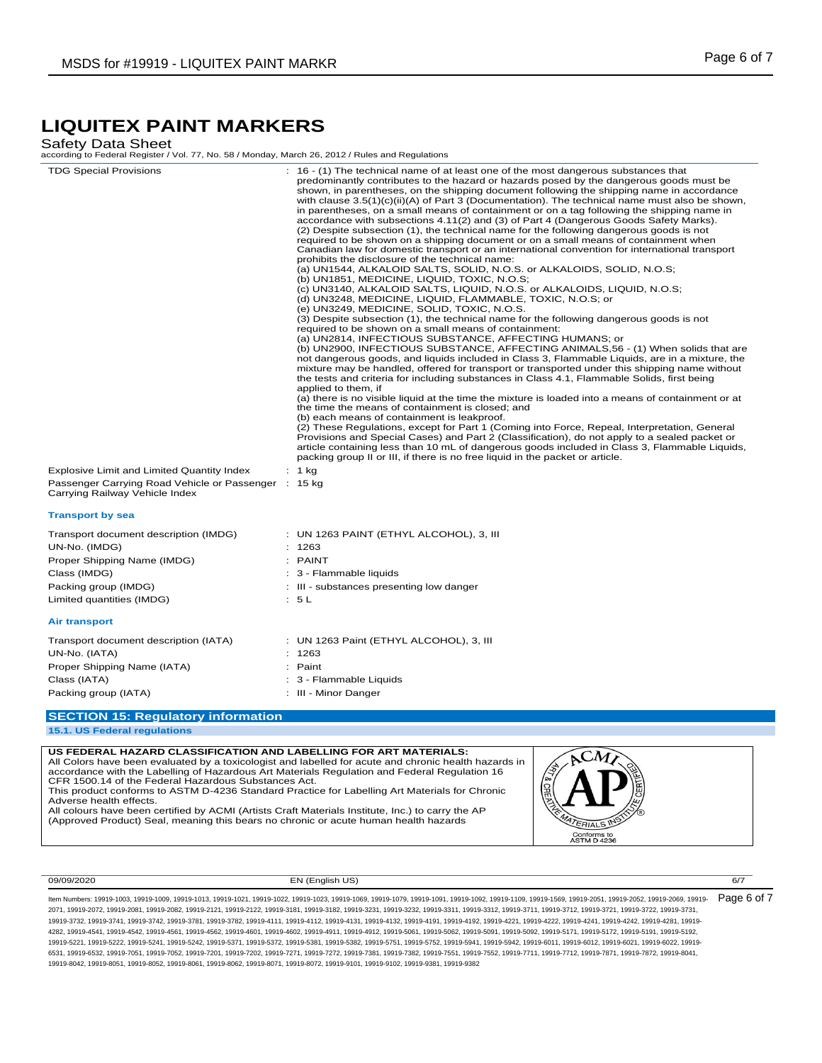# LIQUITEX PAINT MARKERS

Safety Data Sheet
according to Federal Register / Vol. 77, No. 58 / Monday, March 26, 2012 / Rules and Regulations

| | |
|---|---|
| TDG Special Provisions | : 16 - (1) The technical name of at least one of the most dangerous substances that predominantly contributes to the hazard or hazards posed by the dangerous goods must be shown, in parentheses, on the shipping document following the shipping name in accordance with clause 3.5(1)(c)(ii)(A) of Part 3 (Documentation). The technical name must also be shown, in parentheses, on a small means of containment or on a tag following the shipping name in accordance with subsections 4.11(2) and (3) of Part 4 (Dangerous Goods Safety Marks). (2) Despite subsection (1), the technical name for the following dangerous goods is not required to be shown on a shipping document or on a small means of containment when Canadian law for domestic transport or an international convention for international transport prohibits the disclosure of the technical name: (a) UN1544, ALKALOID SALTS, SOLID, N.O.S. or ALKALOIDS, SOLID, N.O.S; (b) UN1851, MEDICINE, LIQUID, TOXIC, N.O.S; (c) UN3140, ALKALOID SALTS, LIQUID, N.O.S. or ALKALOIDS, LIQUID, N.O.S; (d) UN3248, MEDICINE, LIQUID, FLAMMABLE, TOXIC, N.O.S; or (e) UN3249, MEDICINE, SOLID, TOXIC, N.O.S. (3) Despite subsection (1), the technical name for the following dangerous goods is not required to be shown on a small means of containment: (a) UN2814, INFECTIOUS SUBSTANCE, AFFECTING HUMANS; or (b) UN2900, INFECTIOUS SUBSTANCE, AFFECTING ANIMALS,56 - (1) When solids that are not dangerous goods, and liquids included in Class 3, Flammable Liquids, are in a mixture, the mixture may be handled, offered for transport or transported under this shipping name without the tests and criteria for including substances in Class 4.1, Flammable Solids, first being applied to them, if (a) there is no visible liquid at the time the mixture is loaded into a means of containment or at the time the means of containment is closed; and (b) each means of containment is leakproof. (2) These Regulations, except for Part 1 (Coming into Force, Repeal, Interpretation, General Provisions and Special Cases) and Part 2 (Classification), do not apply to a sealed packet or article containing less than 10 mL of dangerous goods included in Class 3, Flammable Liquids, packing group II or III, if there is no free liquid in the packet or article. |
| Explosive Limit and Limited Quantity Index | : 1 kg |
| Passenger Carrying Road Vehicle or Passenger Carrying Railway Vehicle Index | : 15 kg |

**Transport by sea**

| | |
|---|---|
| Transport document description (IMDG) | : UN 1263 PAINT (ETHYL ALCOHOL), 3, III |
| UN-No. (IMDG) | : 1263 |
| Proper Shipping Name (IMDG) | : PAINT |
| Class (IMDG) | : 3 - Flammable liquids |
| Packing group (IMDG) | : III - substances presenting low danger |
| Limited quantities (IMDG) | : 5 L |

**Air transport**

| | |
|---|---|
| Transport document description (IATA) | : UN 1263 Paint (ETHYL ALCOHOL), 3, III |
| UN-No. (IATA) | : 1263 |
| Proper Shipping Name (IATA) | : Paint |
| Class (IATA) | : 3 - Flammable Liquids |
| Packing group (IATA) | : III - Minor Danger |

## SECTION 15: Regulatory information

### 15.1. US Federal regulations

**US FEDERAL HAZARD CLASSIFICATION AND LABELLING FOR ART MATERIALS:**
All Colors have been evaluated by a toxicologist and labelled for acute and chronic health hazards in accordance with the Labelling of Hazardous Art Materials Regulation and Federal Regulation 16 CFR 1500.14 of the Federal Hazardous Substances Act.
This product conforms to ASTM D-4236 Standard Practice for Labelling Art Materials for Chronic Adverse health effects.
All colours have been certified by ACMI (Artists Craft Materials Institute, Inc.) to carry the AP (Approved Product) Seal, meaning this bears no chronic or acute human health hazards

ACMI AP — Art & Creative Materials Institute Certified — Conforms to ASTM D 4236

09/09/2020 EN (English US)

Item Numbers: 19919-1003, 19919-1009, 19919-1013, 19919-1021, 19919-1022, 19919-1023, 19919-1069, 19919-1079, 19919-1091, 19919-1092, 19919-1109, 19919-1569, 19919-2051, 19919-2052, 19919-2069, 19919-2071, 19919-2072, 19919-2081, 19919-2082, 19919-2121, 19919-2122, 19919-3181, 19919-3182, 19919-3231, 19919-3232, 19919-3311, 19919-3312, 19919-3711, 19919-3712, 19919-3721, 19919-3722, 19919-3731, 19919-3732, 19919-3741, 19919-3742, 19919-3781, 19919-3782, 19919-4111, 19919-4112, 19919-4131, 19919-4132, 19919-4191, 19919-4192, 19919-4221, 19919-4222, 19919-4241, 19919-4242, 19919-4281, 19919-4282, 19919-4541, 19919-4542, 19919-4561, 19919-4562, 19919-4601, 19919-4602, 19919-4911, 19919-4912, 19919-5061, 19919-5062, 19919-5091, 19919-5092, 19919-5171, 19919-5172, 19919-5191, 19919-5192, 19919-5221, 19919-5222, 19919-5241, 19919-5242, 19919-5371, 19919-5372, 19919-5381, 19919-5382, 19919-5751, 19919-5752, 19919-5941, 19919-5942, 19919-6011, 19919-6012, 19919-6021, 19919-6022, 19919-6531, 19919-6532, 19919-7051, 19919-7052, 19919-7201, 19919-7202, 19919-7271, 19919-7272, 19919-7381, 19919-7382, 19919-7551, 19919-7552, 19919-7711, 19919-7712, 19919-7871, 19919-7872, 19919-8041, 19919-8042, 19919-8051, 19919-8052, 19919-8061, 19919-8062, 19919-8071, 19919-8072, 19919-9101, 19919-9102, 19919-9381, 19919-9382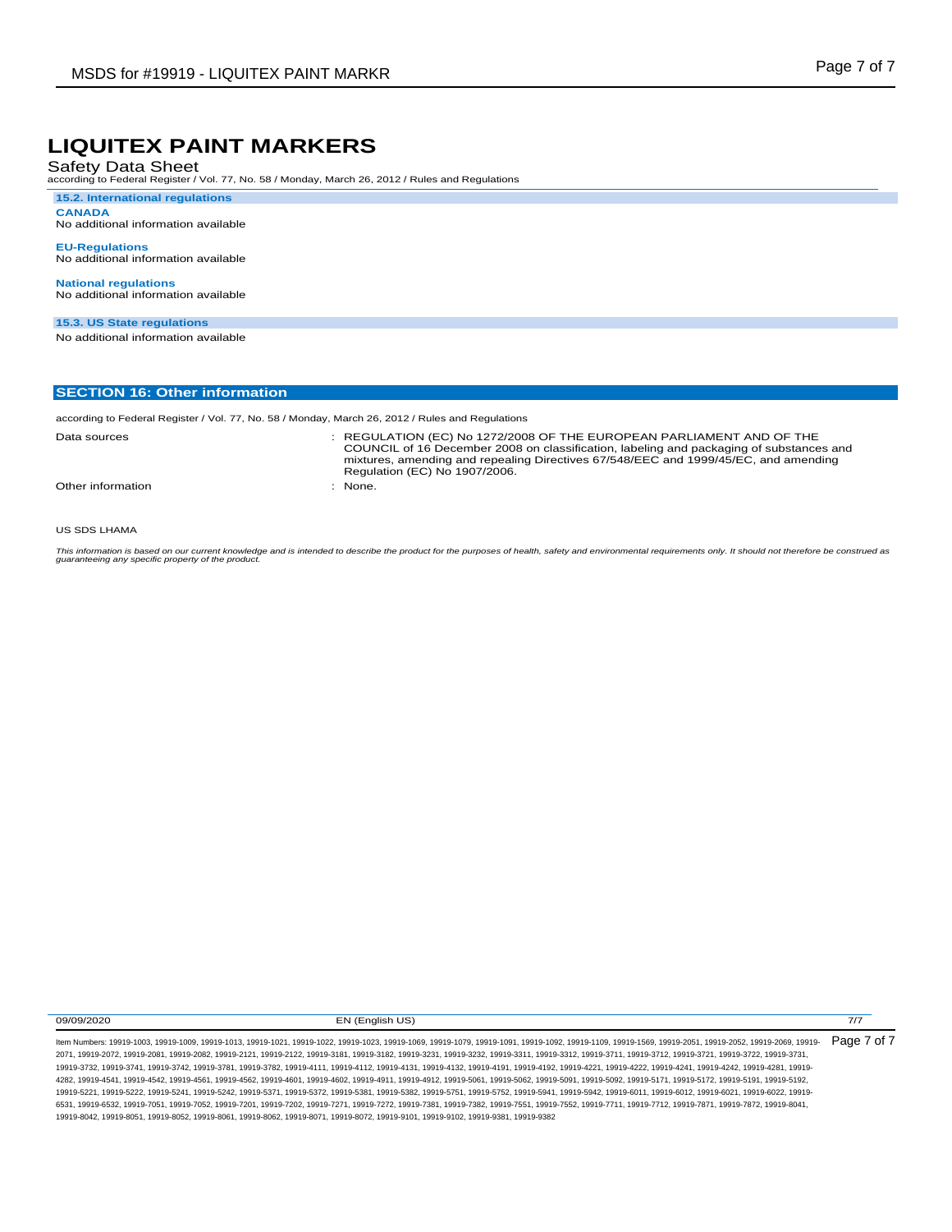### 15.2. International regulations

**CANADA**

No additional information available

**EU-Regulations**

No additional information available

**National regulations**

No additional information available

### 15.3. US State regulations

No additional information available

## SECTION 16: Other information

according to Federal Register / Vol. 77, No. 58 / Monday, March 26, 2012 / Rules and Regulations

| | |
|---|---|
| Data sources | : REGULATION (EC) No 1272/2008 OF THE EUROPEAN PARLIAMENT AND OF THE COUNCIL of 16 December 2008 on classification, labeling and packaging of substances and mixtures, amending and repealing Directives 67/548/EEC and 1999/45/EC, and amending Regulation (EC) No 1907/2006. |
| Other information | : None. |

US SDS LHAMA

*This information is based on our current knowledge and is intended to describe the product for the purposes of health, safety and environmental requirements only. It should not therefore be construed as guaranteeing any specific property of the product.*